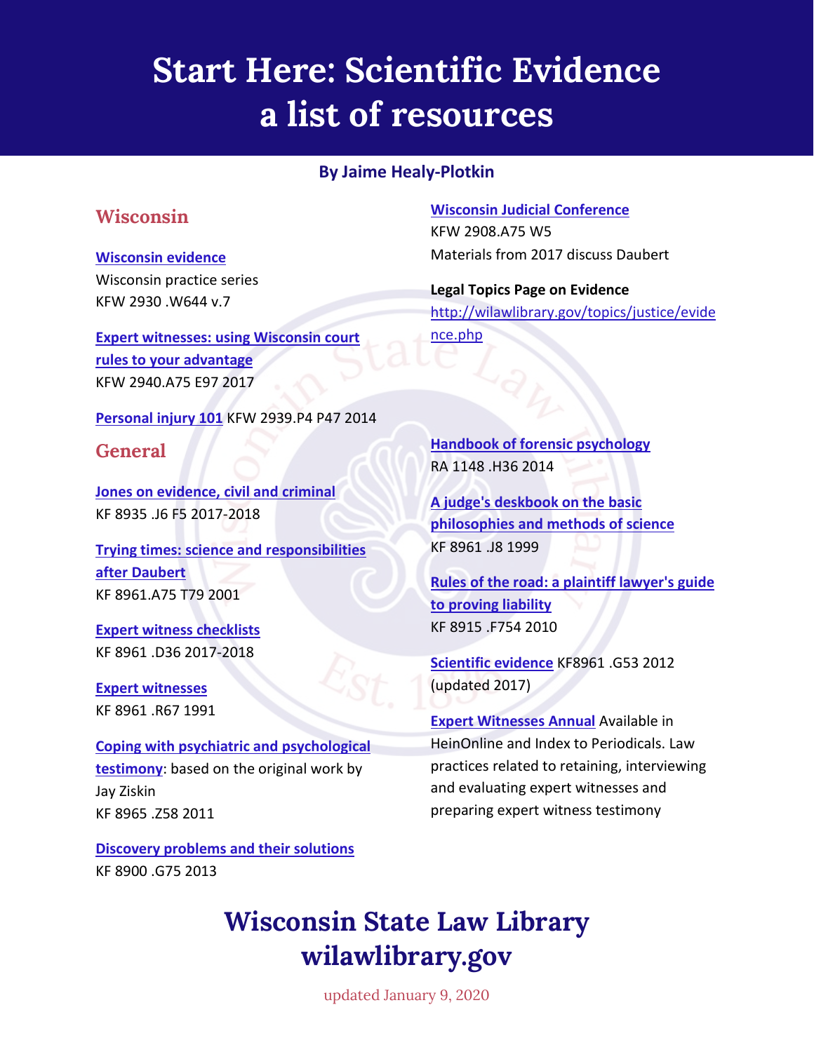# Start Here: Scientific Evidence a list of resources

**By Jaime Healy-Plotkin**

## Wisconsin

**Wisconsin evidence**
Wisconsin practice series
KFW 2930 .W644 v.7

**Expert witnesses: using Wisconsin court rules to your advantage**
KFW 2940.A75 E97 2017

**Personal injury 101** KFW 2939.P4 P47 2014

**Wisconsin Judicial Conference**
KFW 2908.A75 W5
Materials from 2017 discuss Daubert

**Legal Topics Page on Evidence**
http://wilawlibrary.gov/topics/justice/evidence.php

## General

**Jones on evidence, civil and criminal**
KF 8935 .J6 F5 2017-2018

**Trying times: science and responsibilities after Daubert**
KF 8961.A75 T79 2001

**Expert witness checklists**
KF 8961 .D36 2017-2018

**Expert witnesses**
KF 8961 .R67 1991

**Coping with psychiatric and psychological testimony**: based on the original work by Jay Ziskin
KF 8965 .Z58 2011

**Discovery problems and their solutions**
KF 8900 .G75 2013

**Handbook of forensic psychology**
RA 1148 .H36 2014

**A judge's deskbook on the basic philosophies and methods of science**
KF 8961 .J8 1999

**Rules of the road: a plaintiff lawyer's guide to proving liability**
KF 8915 .F754 2010

**Scientific evidence** KF8961 .G53 2012 (updated 2017)

**Expert Witnesses Annual** Available in HeinOnline and Index to Periodicals. Law practices related to retaining, interviewing and evaluating expert witnesses and preparing expert witness testimony

**Wisconsin State Law Library**
**wilawlibrary.gov**

updated January 9, 2020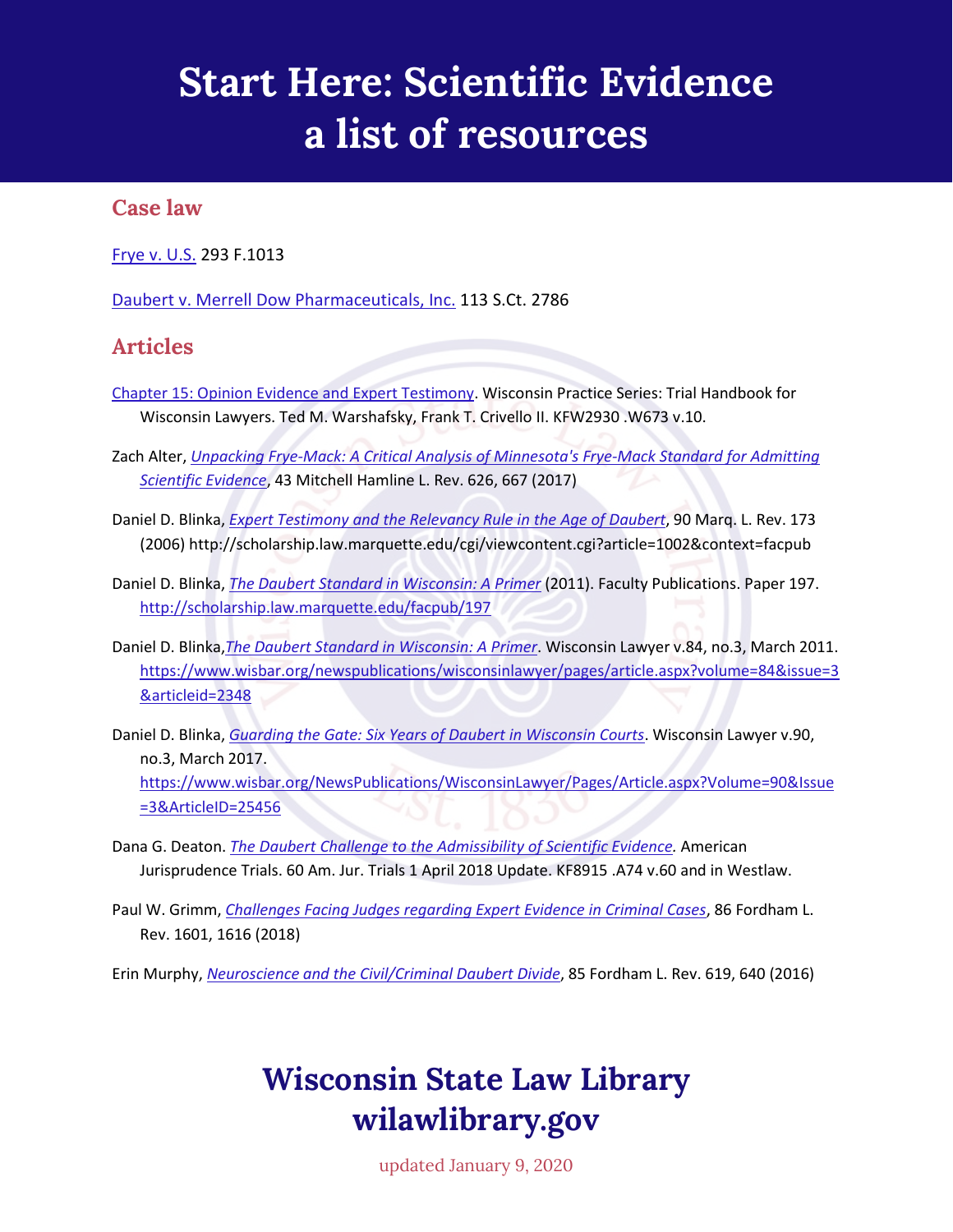# Start Here: Scientific Evidence a list of resources

## Case law

Frye v. U.S. 293 F.1013

Daubert v. Merrell Dow Pharmaceuticals, Inc. 113 S.Ct. 2786

## Articles

Chapter 15: Opinion Evidence and Expert Testimony. Wisconsin Practice Series: Trial Handbook for Wisconsin Lawyers. Ted M. Warshafsky, Frank T. Crivello II. KFW2930 .W673 v.10.

Zach Alter, *Unpacking Frye-Mack: A Critical Analysis of Minnesota's Frye-Mack Standard for Admitting Scientific Evidence*, 43 Mitchell Hamline L. Rev. 626, 667 (2017)

Daniel D. Blinka, *Expert Testimony and the Relevancy Rule in the Age of Daubert*, 90 Marq. L. Rev. 173 (2006) http://scholarship.law.marquette.edu/cgi/viewcontent.cgi?article=1002&context=facpub

Daniel D. Blinka, *The Daubert Standard in Wisconsin: A Primer* (2011). Faculty Publications. Paper 197. http://scholarship.law.marquette.edu/facpub/197

Daniel D. Blinka,*The Daubert Standard in Wisconsin: A Primer*. Wisconsin Lawyer v.84, no.3, March 2011. https://www.wisbar.org/newspublications/wisconsinlawyer/pages/article.aspx?volume=84&issue=3&articleid=2348

Daniel D. Blinka, *Guarding the Gate: Six Years of Daubert in Wisconsin Courts*. Wisconsin Lawyer v.90, no.3, March 2017. https://www.wisbar.org/NewsPublications/WisconsinLawyer/Pages/Article.aspx?Volume=90&Issue=3&ArticleID=25456

Dana G. Deaton. *The Daubert Challenge to the Admissibility of Scientific Evidence.* American Jurisprudence Trials. 60 Am. Jur. Trials 1 April 2018 Update. KF8915 .A74 v.60 and in Westlaw.

Paul W. Grimm, *Challenges Facing Judges regarding Expert Evidence in Criminal Cases*, 86 Fordham L. Rev. 1601, 1616 (2018)

Erin Murphy, *Neuroscience and the Civil/Criminal Daubert Divide*, 85 Fordham L. Rev. 619, 640 (2016)

**Wisconsin State Law Library**
**wilawlibrary.gov**

updated January 9, 2020